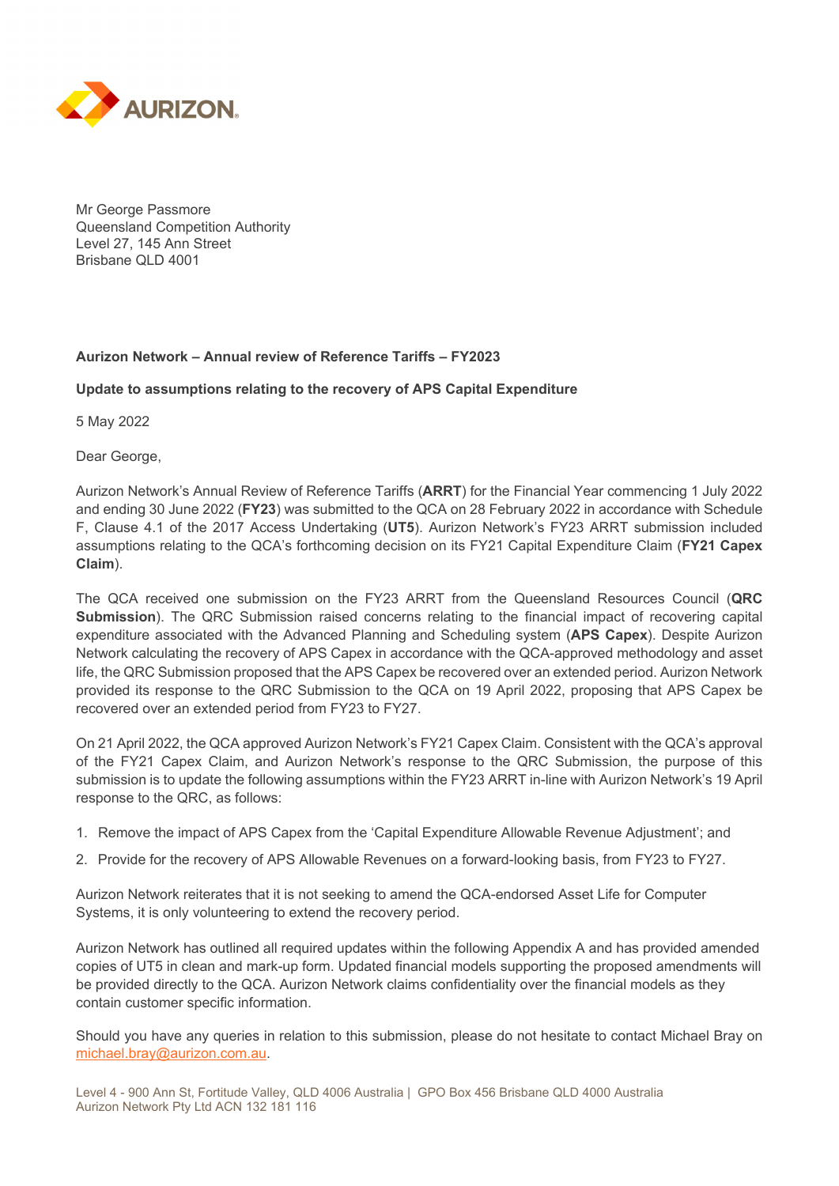Mr George Passmore
Queensland Competition Authority
Level 27, 145 Ann Street
Brisbane QLD 4001

**Aurizon Network – Annual review of Reference Tariffs – FY2023**

**Update to assumptions relating to the recovery of APS Capital Expenditure**

5 May 2022

Dear George,

Aurizon Network's Annual Review of Reference Tariffs (**ARRT**) for the Financial Year commencing 1 July 2022 and ending 30 June 2022 (**FY23**) was submitted to the QCA on 28 February 2022 in accordance with Schedule F, Clause 4.1 of the 2017 Access Undertaking (**UT5**). Aurizon Network's FY23 ARRT submission included assumptions relating to the QCA's forthcoming decision on its FY21 Capital Expenditure Claim (**FY21 Capex Claim**).

The QCA received one submission on the FY23 ARRT from the Queensland Resources Council (**QRC Submission**). The QRC Submission raised concerns relating to the financial impact of recovering capital expenditure associated with the Advanced Planning and Scheduling system (**APS Capex**). Despite Aurizon Network calculating the recovery of APS Capex in accordance with the QCA-approved methodology and asset life, the QRC Submission proposed that the APS Capex be recovered over an extended period. Aurizon Network provided its response to the QRC Submission to the QCA on 19 April 2022, proposing that APS Capex be recovered over an extended period from FY23 to FY27.

On 21 April 2022, the QCA approved Aurizon Network's FY21 Capex Claim. Consistent with the QCA's approval of the FY21 Capex Claim, and Aurizon Network's response to the QRC Submission, the purpose of this submission is to update the following assumptions within the FY23 ARRT in-line with Aurizon Network's 19 April response to the QRC, as follows:

1. Remove the impact of APS Capex from the 'Capital Expenditure Allowable Revenue Adjustment'; and
2. Provide for the recovery of APS Allowable Revenues on a forward-looking basis, from FY23 to FY27.

Aurizon Network reiterates that it is not seeking to amend the QCA-endorsed Asset Life for Computer Systems, it is only volunteering to extend the recovery period.

Aurizon Network has outlined all required updates within the following Appendix A and has provided amended copies of UT5 in clean and mark-up form. Updated financial models supporting the proposed amendments will be provided directly to the QCA. Aurizon Network claims confidentiality over the financial models as they contain customer specific information.

Should you have any queries in relation to this submission, please do not hesitate to contact Michael Bray on michael.bray@aurizon.com.au.

Level 4 - 900 Ann St, Fortitude Valley, QLD 4006 Australia | GPO Box 456 Brisbane QLD 4000 Australia
Aurizon Network Pty Ltd ACN 132 181 116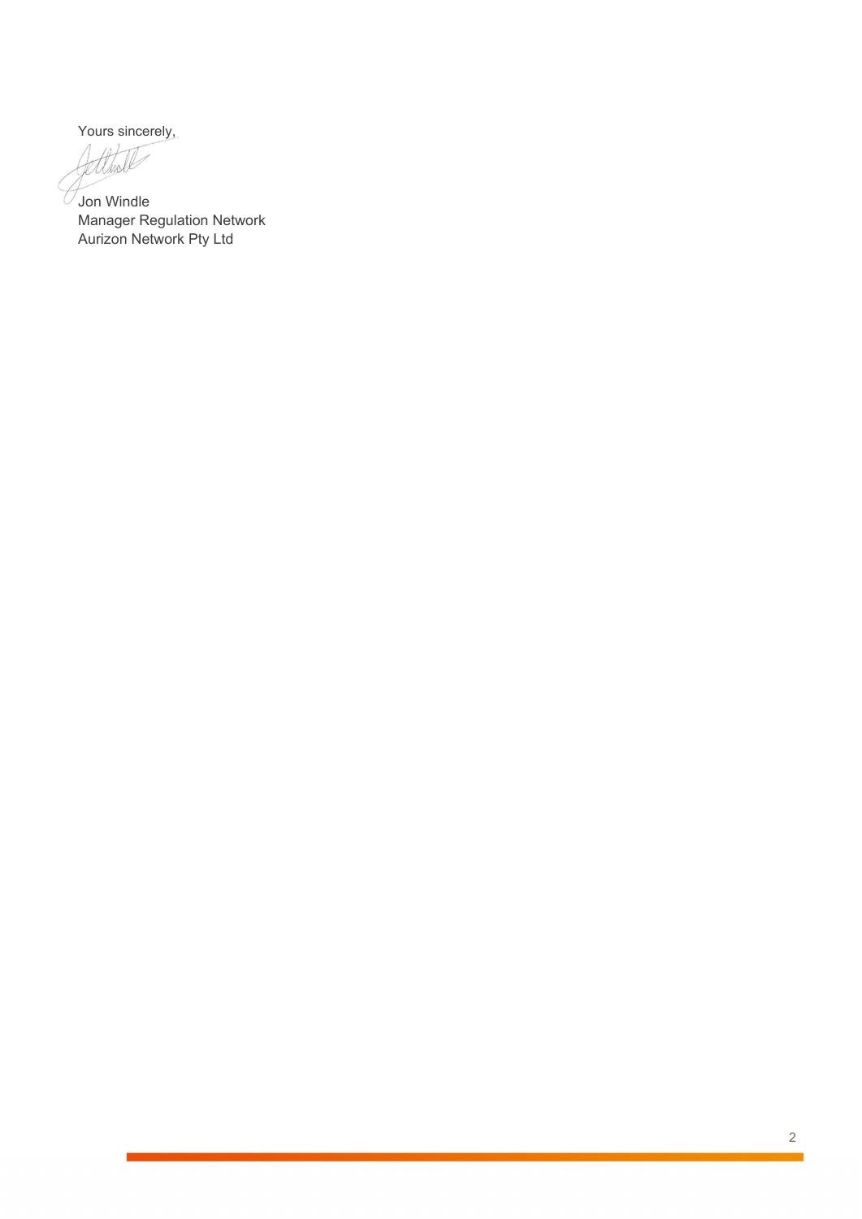Yours sincerely,

Jon Windle
Manager Regulation Network
Aurizon Network Pty Ltd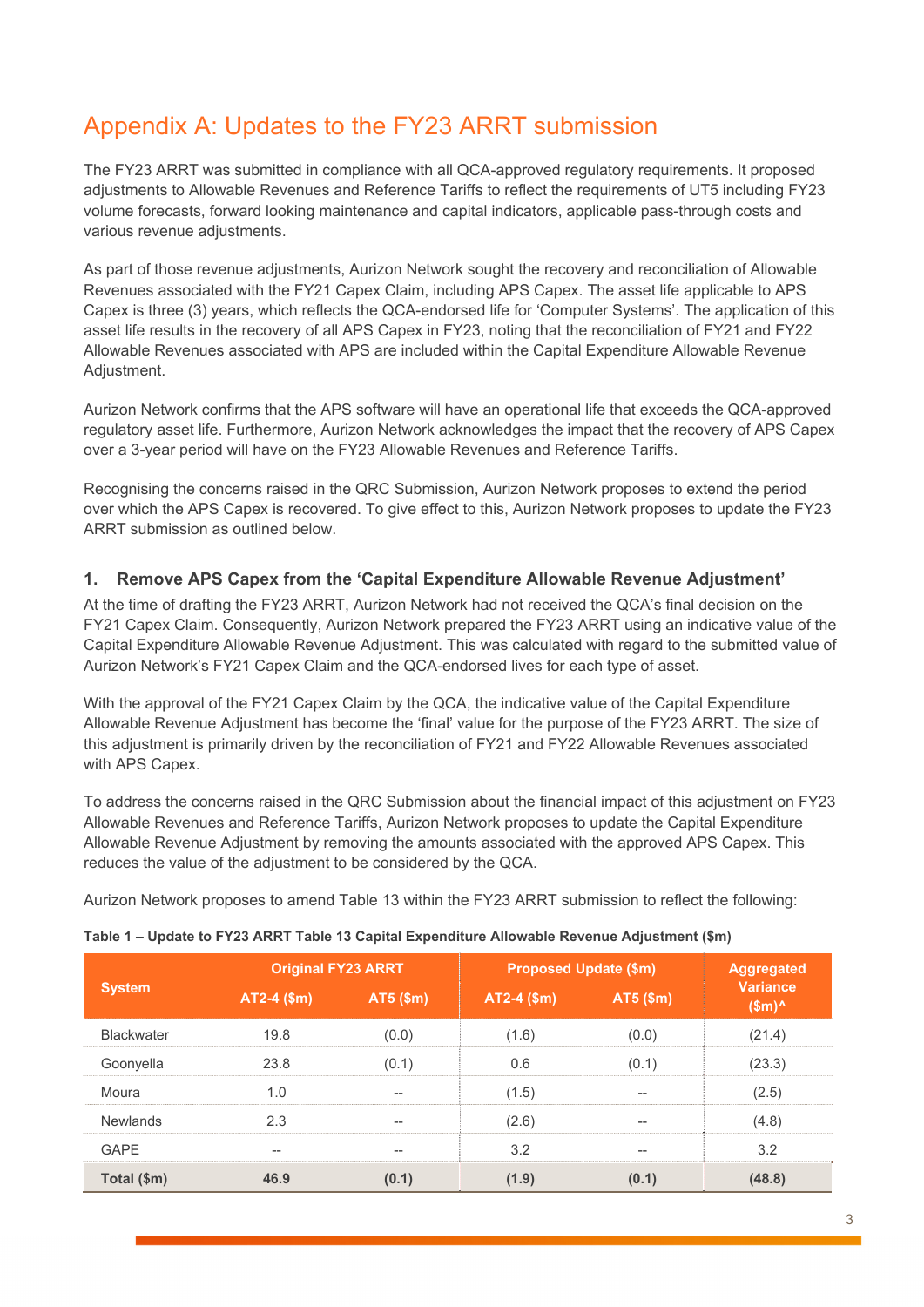# Appendix A: Updates to the FY23 ARRT submission

The FY23 ARRT was submitted in compliance with all QCA-approved regulatory requirements. It proposed adjustments to Allowable Revenues and Reference Tariffs to reflect the requirements of UT5 including FY23 volume forecasts, forward looking maintenance and capital indicators, applicable pass-through costs and various revenue adjustments.

As part of those revenue adjustments, Aurizon Network sought the recovery and reconciliation of Allowable Revenues associated with the FY21 Capex Claim, including APS Capex. The asset life applicable to APS Capex is three (3) years, which reflects the QCA-endorsed life for 'Computer Systems'. The application of this asset life results in the recovery of all APS Capex in FY23, noting that the reconciliation of FY21 and FY22 Allowable Revenues associated with APS are included within the Capital Expenditure Allowable Revenue Adjustment.

Aurizon Network confirms that the APS software will have an operational life that exceeds the QCA-approved regulatory asset life. Furthermore, Aurizon Network acknowledges the impact that the recovery of APS Capex over a 3-year period will have on the FY23 Allowable Revenues and Reference Tariffs.

Recognising the concerns raised in the QRC Submission, Aurizon Network proposes to extend the period over which the APS Capex is recovered. To give effect to this, Aurizon Network proposes to update the FY23 ARRT submission as outlined below.

## 1. Remove APS Capex from the 'Capital Expenditure Allowable Revenue Adjustment'

At the time of drafting the FY23 ARRT, Aurizon Network had not received the QCA's final decision on the FY21 Capex Claim. Consequently, Aurizon Network prepared the FY23 ARRT using an indicative value of the Capital Expenditure Allowable Revenue Adjustment. This was calculated with regard to the submitted value of Aurizon Network's FY21 Capex Claim and the QCA-endorsed lives for each type of asset.

With the approval of the FY21 Capex Claim by the QCA, the indicative value of the Capital Expenditure Allowable Revenue Adjustment has become the 'final' value for the purpose of the FY23 ARRT. The size of this adjustment is primarily driven by the reconciliation of FY21 and FY22 Allowable Revenues associated with APS Capex.

To address the concerns raised in the QRC Submission about the financial impact of this adjustment on FY23 Allowable Revenues and Reference Tariffs, Aurizon Network proposes to update the Capital Expenditure Allowable Revenue Adjustment by removing the amounts associated with the approved APS Capex. This reduces the value of the adjustment to be considered by the QCA.

Aurizon Network proposes to amend Table 13 within the FY23 ARRT submission to reflect the following:

**Table 1 – Update to FY23 ARRT Table 13 Capital Expenditure Allowable Revenue Adjustment ($m)**

| System | Original FY23 ARRT | | Proposed Update ($m) | | Aggregated Variance ($m)^ |
|---|---|---|---|---|---|
| | AT2-4 ($m) | AT5 ($m) | AT2-4 ($m) | AT5 ($m) | |
| Blackwater | 19.8 | (0.0) | (1.6) | (0.0) | (21.4) |
| Goonyella | 23.8 | (0.1) | 0.6 | (0.1) | (23.3) |
| Moura | 1.0 | -- | (1.5) | -- | (2.5) |
| Newlands | 2.3 | -- | (2.6) | -- | (4.8) |
| GAPE | -- | -- | 3.2 | -- | 3.2 |
| **Total ($m)** | **46.9** | **(0.1)** | **(1.9)** | **(0.1)** | **(48.8)** |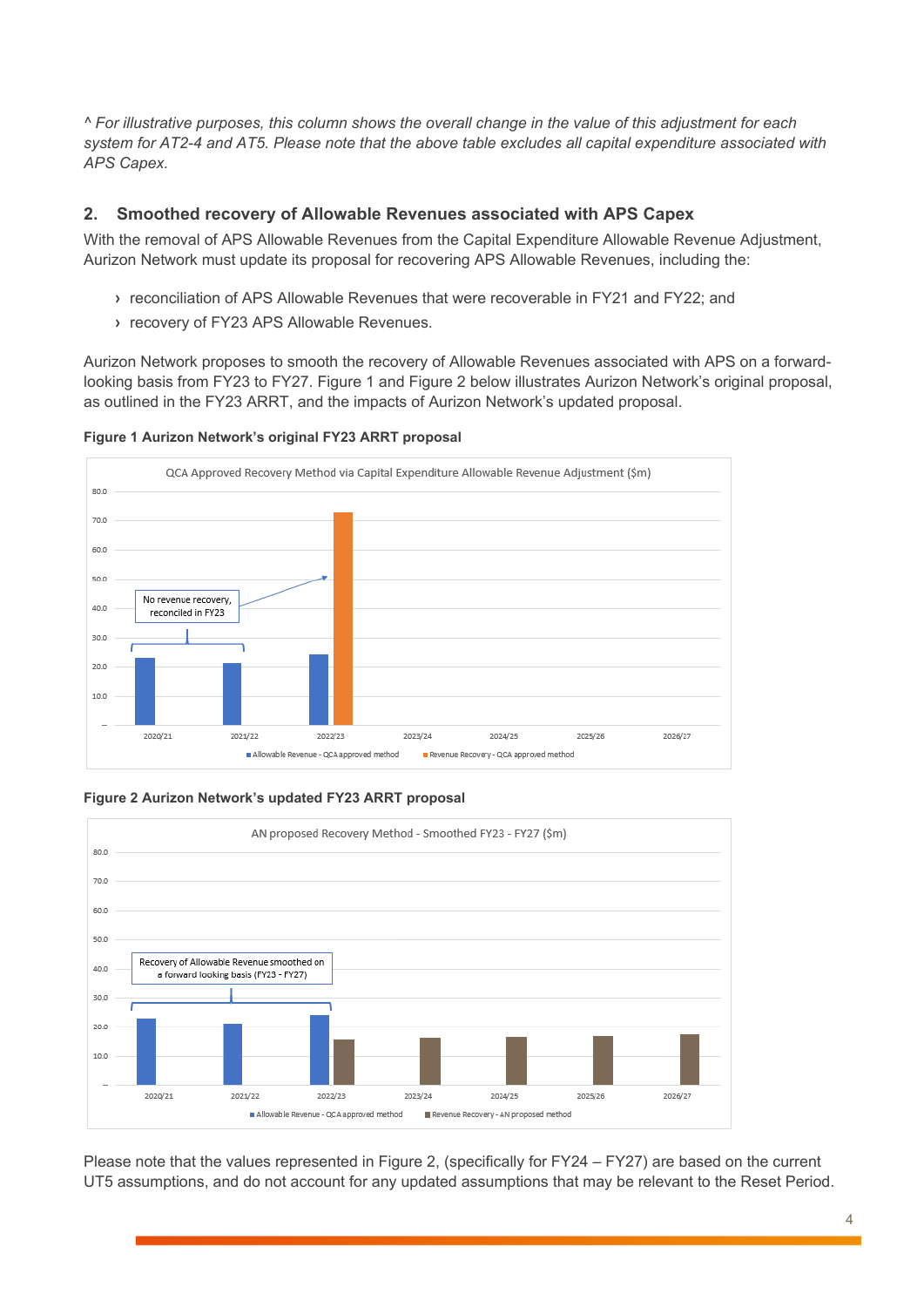*^ For illustrative purposes, this column shows the overall change in the value of this adjustment for each system for AT2-4 and AT5. Please note that the above table excludes all capital expenditure associated with APS Capex.*

## 2. Smoothed recovery of Allowable Revenues associated with APS Capex

With the removal of APS Allowable Revenues from the Capital Expenditure Allowable Revenue Adjustment, Aurizon Network must update its proposal for recovering APS Allowable Revenues, including the:

- reconciliation of APS Allowable Revenues that were recoverable in FY21 and FY22; and
- recovery of FY23 APS Allowable Revenues.

Aurizon Network proposes to smooth the recovery of Allowable Revenues associated with APS on a forward-looking basis from FY23 to FY27. Figure 1 and Figure 2 below illustrates Aurizon Network's original proposal, as outlined in the FY23 ARRT, and the impacts of Aurizon Network's updated proposal.

**Figure 1 Aurizon Network's original FY23 ARRT proposal**

**Figure 2 Aurizon Network's updated FY23 ARRT proposal**

Please note that the values represented in Figure 2, (specifically for FY24 – FY27) are based on the current UT5 assumptions, and do not account for any updated assumptions that may be relevant to the Reset Period.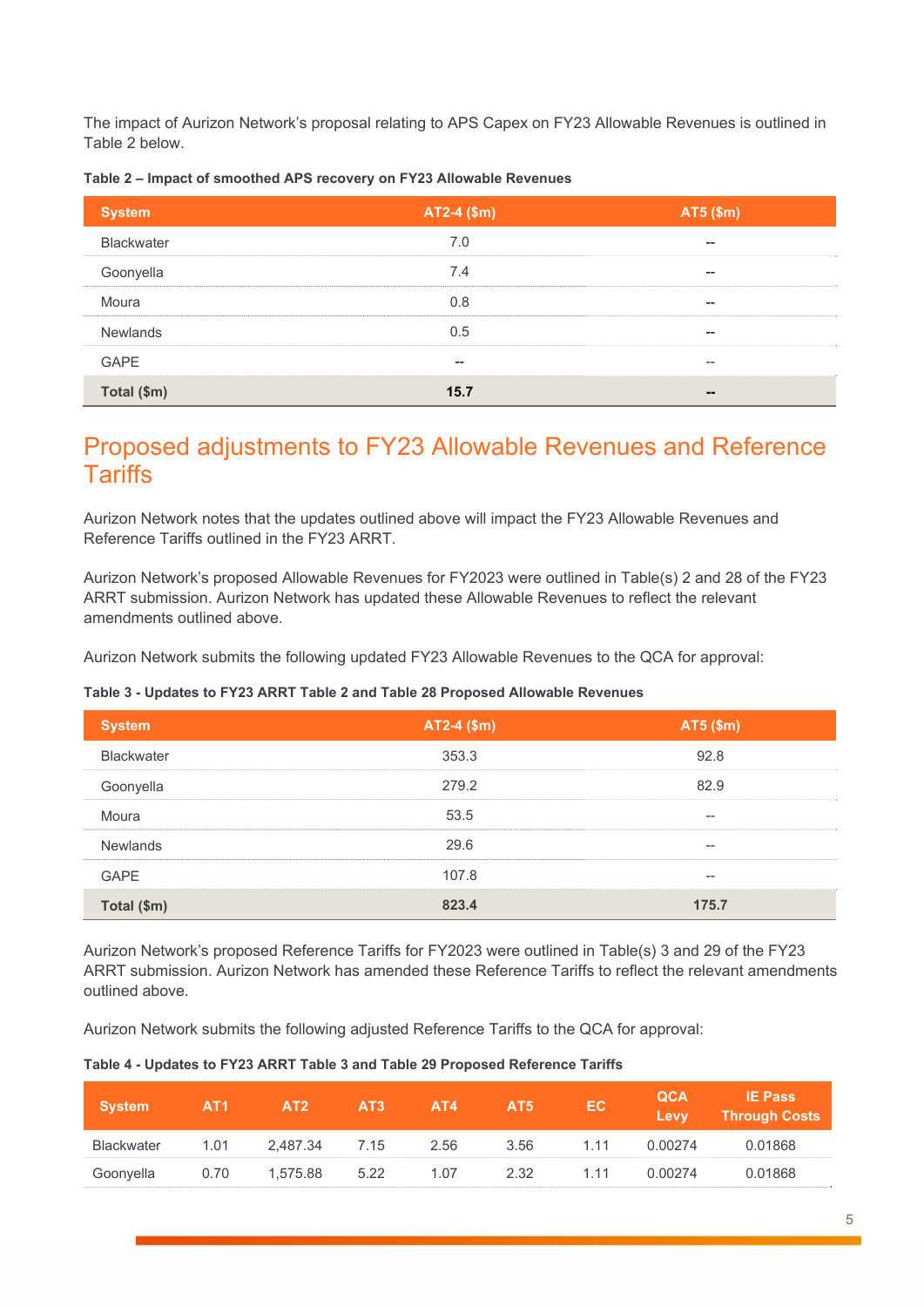The impact of Aurizon Network's proposal relating to APS Capex on FY23 Allowable Revenues is outlined in Table 2 below.

**Table 2 – Impact of smoothed APS recovery on FY23 Allowable Revenues**

| System | AT2-4 ($m) | AT5 ($m) |
|---|---|---|
| Blackwater | 7.0 | -- |
| Goonyella | 7.4 | -- |
| Moura | 0.8 | -- |
| Newlands | 0.5 | -- |
| GAPE | -- | -- |
| **Total ($m)** | **15.7** | **--** |

# Proposed adjustments to FY23 Allowable Revenues and Reference Tariffs

Aurizon Network notes that the updates outlined above will impact the FY23 Allowable Revenues and Reference Tariffs outlined in the FY23 ARRT.

Aurizon Network's proposed Allowable Revenues for FY2023 were outlined in Table(s) 2 and 28 of the FY23 ARRT submission. Aurizon Network has updated these Allowable Revenues to reflect the relevant amendments outlined above.

Aurizon Network submits the following updated FY23 Allowable Revenues to the QCA for approval:

**Table 3 - Updates to FY23 ARRT Table 2 and Table 28 Proposed Allowable Revenues**

| System | AT2-4 ($m) | AT5 ($m) |
|---|---|---|
| Blackwater | 353.3 | 92.8 |
| Goonyella | 279.2 | 82.9 |
| Moura | 53.5 | -- |
| Newlands | 29.6 | -- |
| GAPE | 107.8 | -- |
| **Total ($m)** | **823.4** | **175.7** |

Aurizon Network's proposed Reference Tariffs for FY2023 were outlined in Table(s) 3 and 29 of the FY23 ARRT submission. Aurizon Network has amended these Reference Tariffs to reflect the relevant amendments outlined above.

Aurizon Network submits the following adjusted Reference Tariffs to the QCA for approval:

**Table 4 - Updates to FY23 ARRT Table 3 and Table 29 Proposed Reference Tariffs**

| System | AT1 | AT2 | AT3 | AT4 | AT5 | EC | QCA Levy | IE Pass Through Costs |
|---|---|---|---|---|---|---|---|---|
| Blackwater | 1.01 | 2,487.34 | 7.15 | 2.56 | 3.56 | 1.11 | 0.00274 | 0.01868 |
| Goonyella | 0.70 | 1,575.88 | 5.22 | 1.07 | 2.32 | 1.11 | 0.00274 | 0.01868 |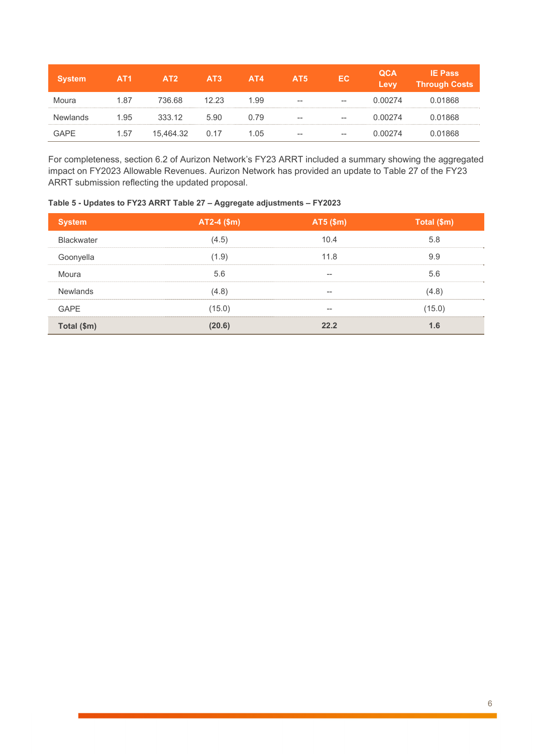| System | AT1 | AT2 | AT3 | AT4 | AT5 | EC | QCA Levy | IE Pass Through Costs |
|---|---|---|---|---|---|---|---|---|
| Moura | 1.87 | 736.68 | 12.23 | 1.99 | -- | -- | 0.00274 | 0.01868 |
| Newlands | 1.95 | 333.12 | 5.90 | 0.79 | -- | -- | 0.00274 | 0.01868 |
| GAPE | 1.57 | 15,464.32 | 0.17 | 1.05 | -- | -- | 0.00274 | 0.01868 |

For completeness, section 6.2 of Aurizon Network's FY23 ARRT included a summary showing the aggregated impact on FY2023 Allowable Revenues. Aurizon Network has provided an update to Table 27 of the FY23 ARRT submission reflecting the updated proposal.

**Table 5 - Updates to FY23 ARRT Table 27 – Aggregate adjustments – FY2023**

| System | AT2-4 ($m) | AT5 ($m) | Total ($m) |
|---|---|---|---|
| Blackwater | (4.5) | 10.4 | 5.8 |
| Goonyella | (1.9) | 11.8 | 9.9 |
| Moura | 5.6 | -- | 5.6 |
| Newlands | (4.8) | -- | (4.8) |
| GAPE | (15.0) | -- | (15.0) |
| **Total ($m)** | **(20.6)** | **22.2** | **1.6** |